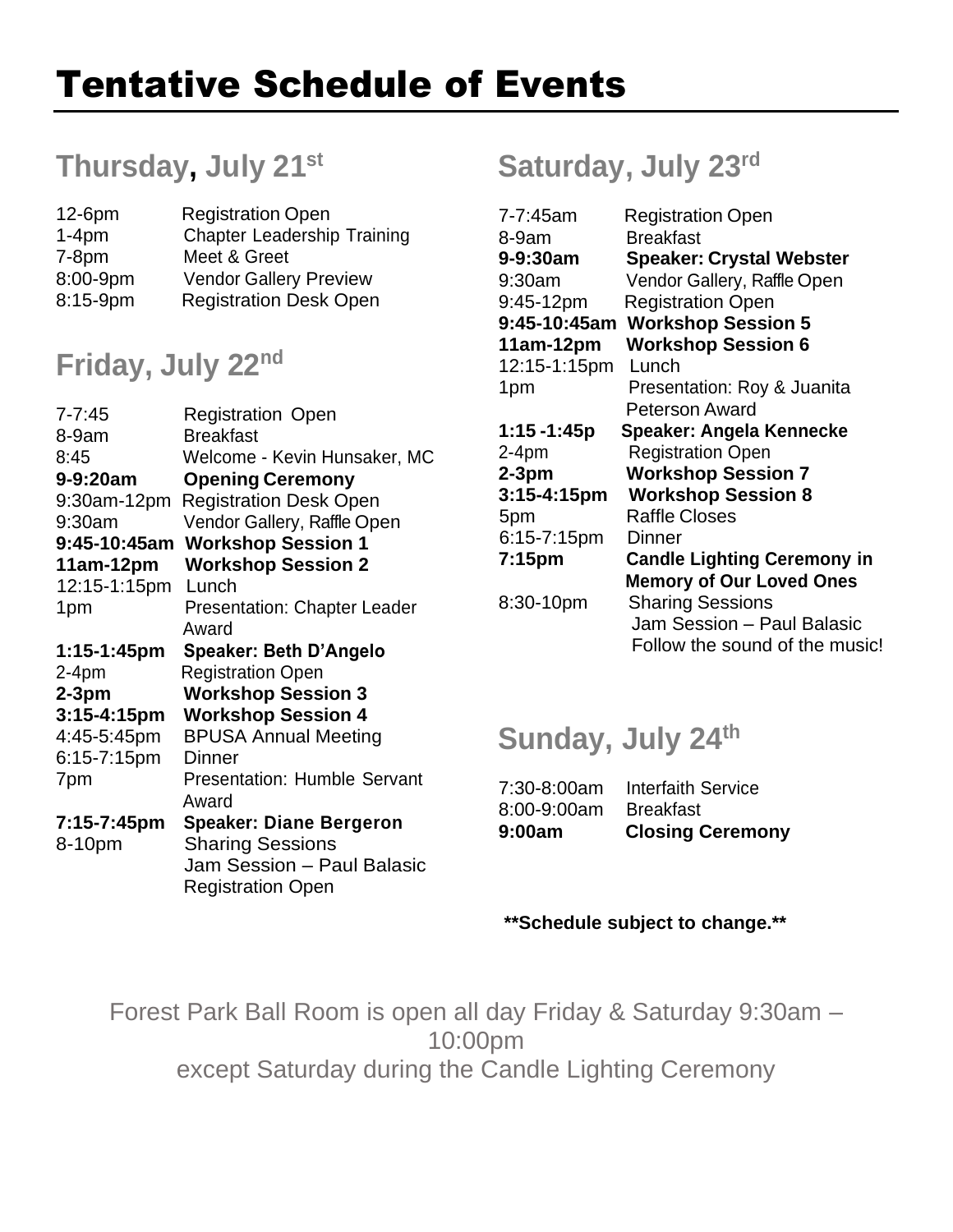# Tentative Schedule of Events

## Thursday, July 21st

| | |
|---|---|
| 12-6pm | Registration Open |
| 1-4pm | Chapter Leadership Training |
| 7-8pm | Meet & Greet |
| 8:00-9pm | Vendor Gallery Preview |
| 8:15-9pm | Registration Desk Open |

## Friday, July 22nd

| | |
|---|---|
| 7-7:45 | Registration Open |
| 8-9am | Breakfast |
| 8:45 | Welcome - Kevin Hunsaker, MC |
| **9-9:20am** | **Opening Ceremony** |
| 9:30am-12pm | Registration Desk Open |
| 9:30am | Vendor Gallery, Raffle Open |
| **9:45-10:45am** | **Workshop Session 1** |
| **11am-12pm** | **Workshop Session 2** |
| 12:15-1:15pm | Lunch |
| 1pm | Presentation: Chapter Leader Award |
| **1:15-1:45pm** | **Speaker: Beth D'Angelo** |
| 2-4pm | Registration Open |
| **2-3pm** | **Workshop Session 3** |
| **3:15-4:15pm** | **Workshop Session 4** |
| 4:45-5:45pm | BPUSA Annual Meeting |
| 6:15-7:15pm | Dinner |
| 7pm | Presentation: Humble Servant Award |
| **7:15-7:45pm** | **Speaker: Diane Bergeron** |
| 8-10pm | Sharing Sessions<br>Jam Session – Paul Balasic<br>Registration Open |

## Saturday, July 23rd

| | |
|---|---|
| 7-7:45am | Registration Open |
| 8-9am | Breakfast |
| **9-9:30am** | **Speaker: Crystal Webster** |
| 9:30am | Vendor Gallery, Raffle Open |
| 9:45-12pm | Registration Open |
| **9:45-10:45am** | **Workshop Session 5** |
| **11am-12pm** | **Workshop Session 6** |
| 12:15-1:15pm | Lunch |
| 1pm | Presentation: Roy & Juanita Peterson Award |
| **1:15 -1:45p** | **Speaker: Angela Kennecke** |
| 2-4pm | Registration Open |
| **2-3pm** | **Workshop Session 7** |
| **3:15-4:15pm** | **Workshop Session 8** |
| 5pm | Raffle Closes |
| 6:15-7:15pm | Dinner |
| **7:15pm** | **Candle Lighting Ceremony in Memory of Our Loved Ones** |
| 8:30-10pm | Sharing Sessions<br>Jam Session – Paul Balasic<br>Follow the sound of the music! |

## Sunday, July 24th

| | |
|---|---|
| 7:30-8:00am | Interfaith Service |
| 8:00-9:00am | Breakfast |
| **9:00am** | **Closing Ceremony** |

**\*\*Schedule subject to change.\*\***

Forest Park Ball Room is open all day Friday & Saturday 9:30am – 10:00pm except Saturday during the Candle Lighting Ceremony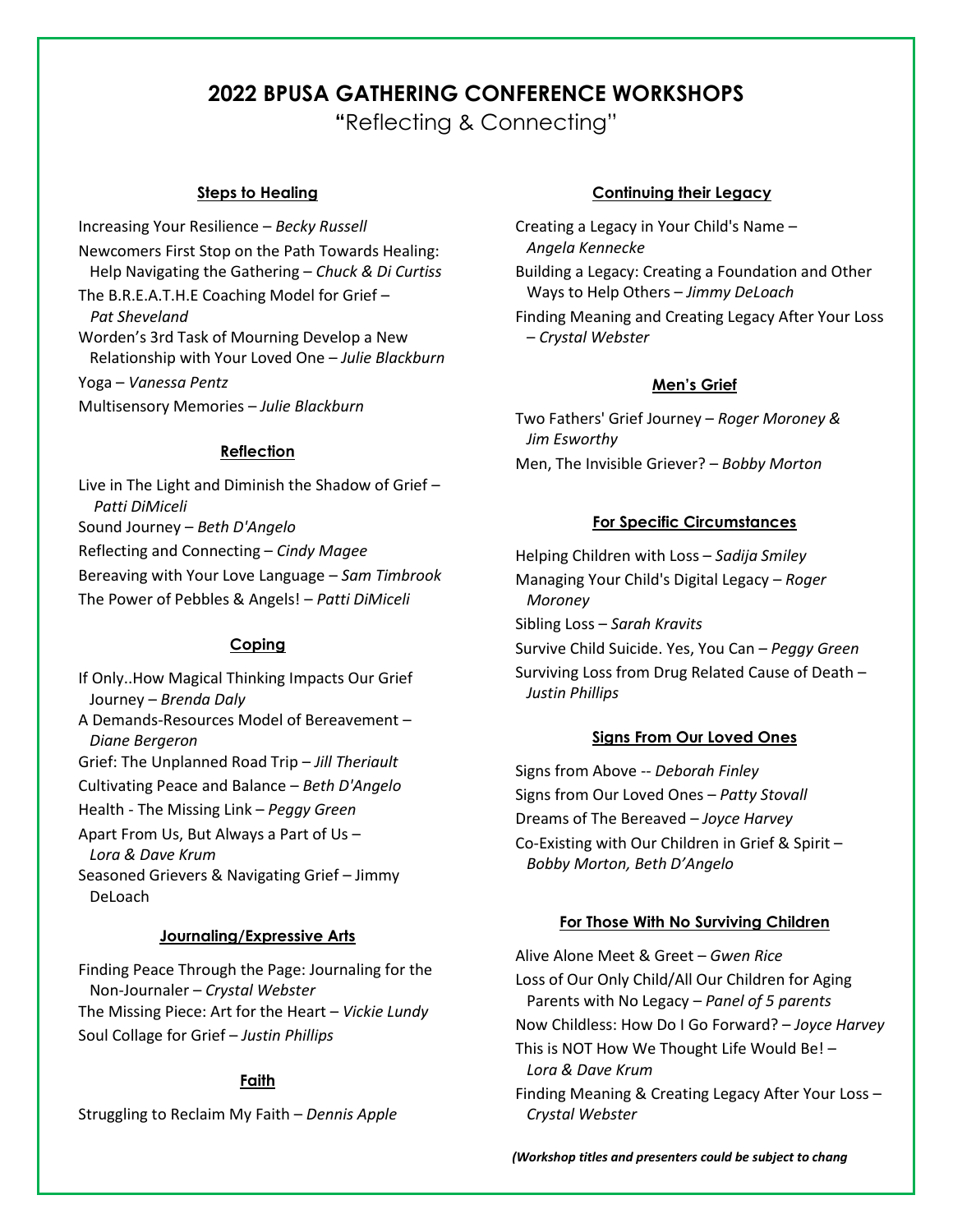# 2022 BPUSA GATHERING CONFERENCE WORKSHOPS

"Reflecting & Connecting"

### Steps to Healing

Increasing Your Resilience – *Becky Russell*

Newcomers First Stop on the Path Towards Healing: Help Navigating the Gathering – *Chuck & Di Curtiss*

The B.R.E.A.T.H.E Coaching Model for Grief – *Pat Sheveland*

Worden's 3rd Task of Mourning Develop a New Relationship with Your Loved One – *Julie Blackburn*

Yoga – *Vanessa Pentz*

Multisensory Memories – *Julie Blackburn*

### Reflection

Live in The Light and Diminish the Shadow of Grief – *Patti DiMiceli*

Sound Journey – *Beth D'Angelo*

Reflecting and Connecting – *Cindy Magee*

Bereaving with Your Love Language – *Sam Timbrook*

The Power of Pebbles & Angels! – *Patti DiMiceli*

### Coping

If Only..How Magical Thinking Impacts Our Grief Journey – *Brenda Daly*

A Demands-Resources Model of Bereavement – *Diane Bergeron*

Grief: The Unplanned Road Trip – *Jill Theriault*

Cultivating Peace and Balance – *Beth D'Angelo*

Health - The Missing Link – *Peggy Green*

Apart From Us, But Always a Part of Us – *Lora & Dave Krum*

Seasoned Grievers & Navigating Grief – Jimmy DeLoach

### Journaling/Expressive Arts

Finding Peace Through the Page: Journaling for the Non-Journaler – *Crystal Webster*

The Missing Piece: Art for the Heart – *Vickie Lundy*

Soul Collage for Grief – *Justin Phillips*

### Faith

Struggling to Reclaim My Faith – *Dennis Apple*

### Continuing their Legacy

Creating a Legacy in Your Child's Name – *Angela Kennecke*

Building a Legacy: Creating a Foundation and Other Ways to Help Others – *Jimmy DeLoach*

Finding Meaning and Creating Legacy After Your Loss – *Crystal Webster*

### Men's Grief

Two Fathers' Grief Journey – *Roger Moroney & Jim Esworthy*

Men, The Invisible Griever? – *Bobby Morton*

### For Specific Circumstances

Helping Children with Loss – *Sadija Smiley*

Managing Your Child's Digital Legacy – *Roger Moroney*

Sibling Loss – *Sarah Kravits*

Survive Child Suicide. Yes, You Can – *Peggy Green*

Surviving Loss from Drug Related Cause of Death – *Justin Phillips*

### Signs From Our Loved Ones

Signs from Above -- *Deborah Finley*

Signs from Our Loved Ones – *Patty Stovall*

Dreams of The Bereaved – *Joyce Harvey*

Co-Existing with Our Children in Grief & Spirit – *Bobby Morton, Beth D'Angelo*

### For Those With No Surviving Children

Alive Alone Meet & Greet – *Gwen Rice*

Loss of Our Only Child/All Our Children for Aging Parents with No Legacy – *Panel of 5 parents*

Now Childless: How Do I Go Forward? – *Joyce Harvey*

This is NOT How We Thought Life Would Be! – *Lora & Dave Krum*

Finding Meaning & Creating Legacy After Your Loss – *Crystal Webster*

***(Workshop titles and presenters could be subject to chang***